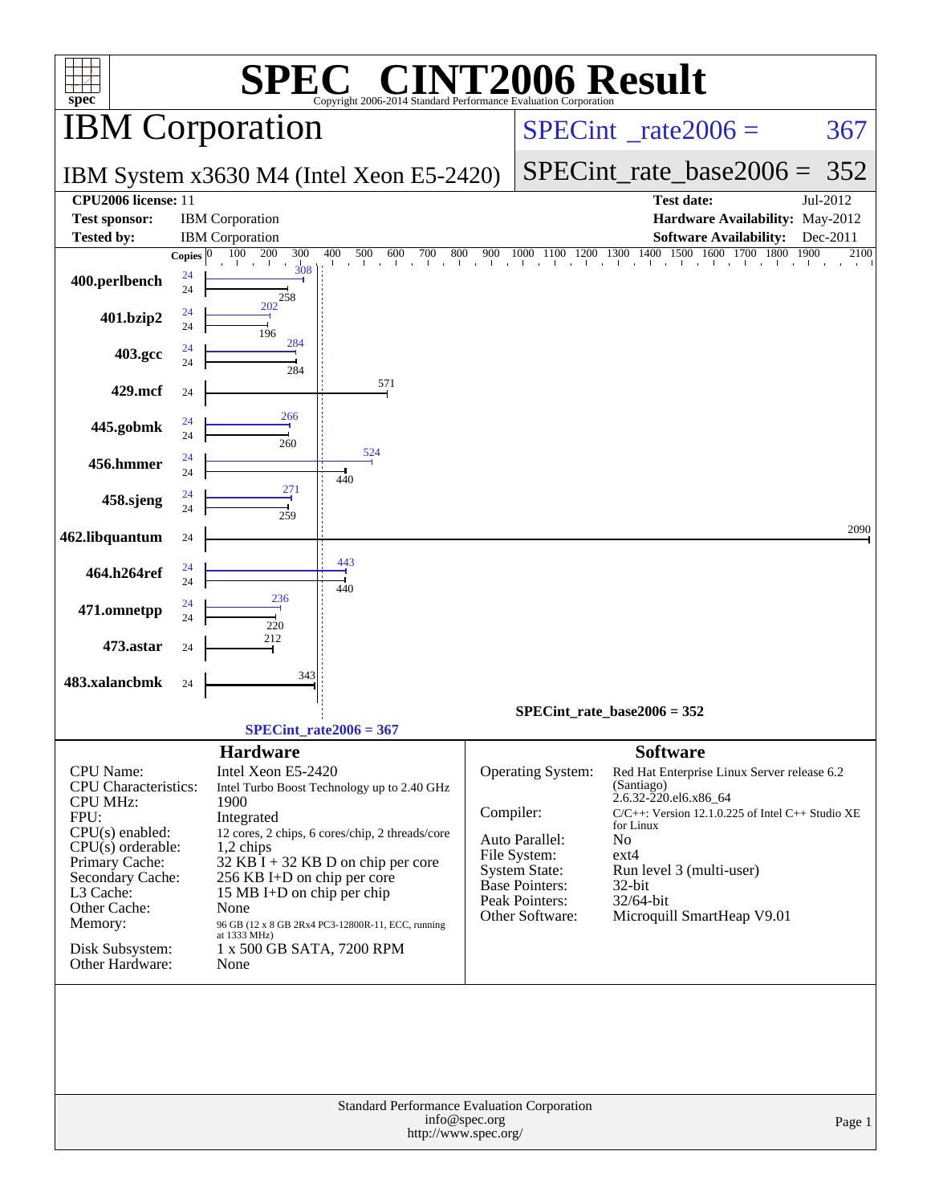# SPEC® CINT2006 Result

Copyright 2006-2014 Standard Performance Evaluation Corporation

## IBM Corporation

**IBM System x3630 M4 (Intel Xeon E5-2420)**

SPECint_rate2006 = 367

SPECint_rate_base2006 = 352

| | | | |
|---|---|---|---|
| **CPU2006 license:** 11 | | **Test date:** | Jul-2012 |
| **Test sponsor:** | IBM Corporation | **Hardware Availability:** | May-2012 |
| **Tested by:** | IBM Corporation | **Software Availability:** | Dec-2011 |

| Benchmark | Copies (peak) | Peak | Copies (base) | Base |
|---|---|---|---|---|
| 400.perlbench | 24 | 308 | 24 | 258 |
| 401.bzip2 | 24 | 202 | 24 | 196 |
| 403.gcc | 24 | 284 | 24 | 284 |
| 429.mcf | | | 24 | 571 |
| 445.gobmk | 24 | 266 | 24 | 260 |
| 456.hmmer | 24 | 524 | 24 | 440 |
| 458.sjeng | 24 | 271 | 24 | 259 |
| 462.libquantum | | | 24 | 2090 |
| 464.h264ref | 24 | 443 | 24 | 440 |
| 471.omnetpp | 24 | 236 | 24 | 220 |
| 473.astar | | | 24 | 212 |
| 483.xalancbmk | | | 24 | 343 |

SPECint_rate_base2006 = 352

SPECint_rate2006 = 367

### Hardware

| | |
|---|---|
| CPU Name: | Intel Xeon E5-2420 |
| CPU Characteristics: | Intel Turbo Boost Technology up to 2.40 GHz |
| CPU MHz: | 1900 |
| FPU: | Integrated |
| CPU(s) enabled: | 12 cores, 2 chips, 6 cores/chip, 2 threads/core |
| CPU(s) orderable: | 1,2 chips |
| Primary Cache: | 32 KB I + 32 KB D on chip per core |
| Secondary Cache: | 256 KB I+D on chip per core |
| L3 Cache: | 15 MB I+D on chip per chip |
| Other Cache: | None |
| Memory: | 96 GB (12 x 8 GB 2Rx4 PC3-12800R-11, ECC, running at 1333 MHz) |
| Disk Subsystem: | 1 x 500 GB SATA, 7200 RPM |
| Other Hardware: | None |

### Software

| | |
|---|---|
| Operating System: | Red Hat Enterprise Linux Server release 6.2 (Santiago) 2.6.32-220.el6.x86_64 |
| Compiler: | C/C++: Version 12.1.0.225 of Intel C++ Studio XE for Linux |
| Auto Parallel: | No |
| File System: | ext4 |
| System State: | Run level 3 (multi-user) |
| Base Pointers: | 32-bit |
| Peak Pointers: | 32/64-bit |
| Other Software: | Microquill SmartHeap V9.01 |

Standard Performance Evaluation Corporation
info@spec.org
http://www.spec.org/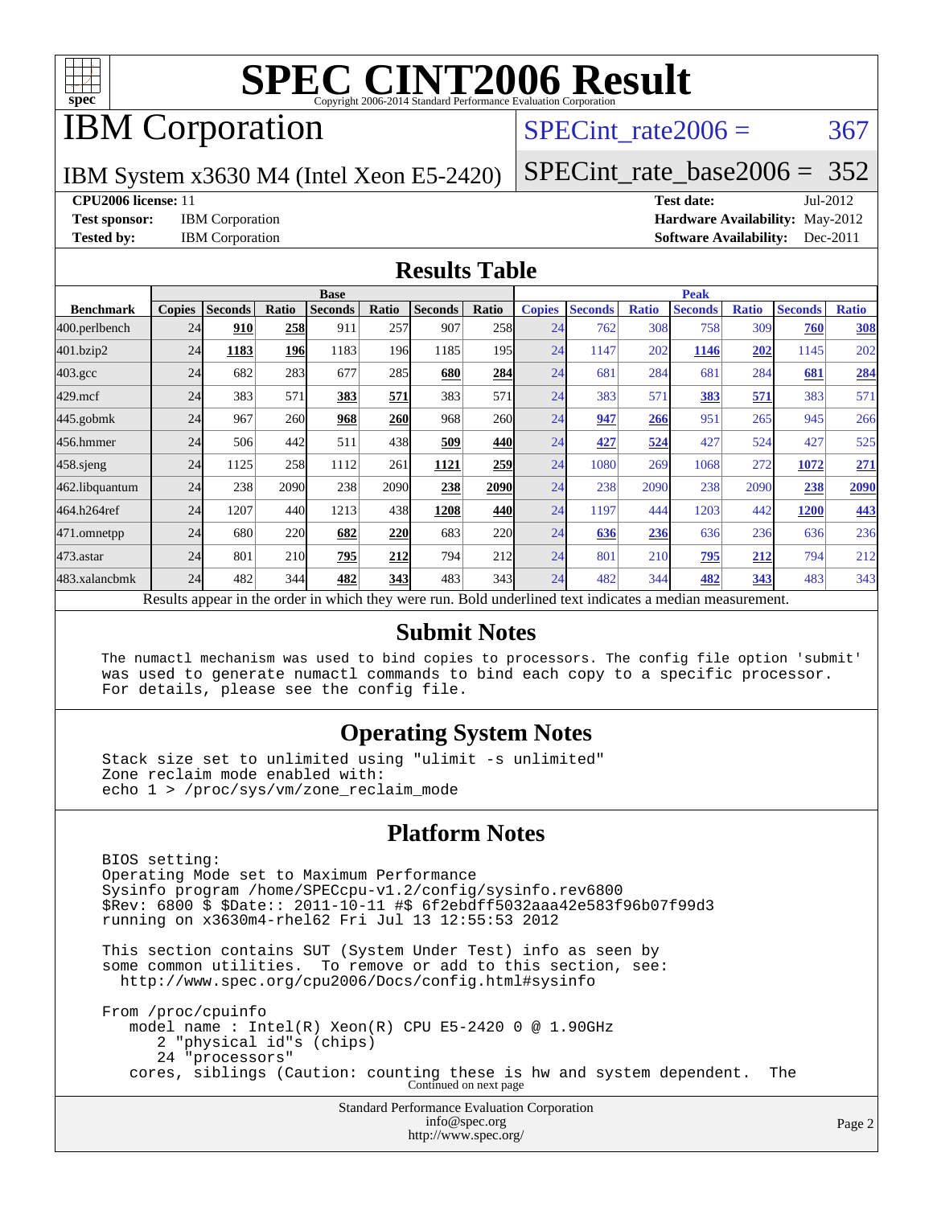# SPEC CINT2006 Result

Copyright 2006-2014 Standard Performance Evaluation Corporation

## IBM Corporation

IBM System x3630 M4 (Intel Xeon E5-2420)

SPECint_rate2006 = 367

SPECint_rate_base2006 = 352

**CPU2006 license:** 11
**Test sponsor:** IBM Corporation
**Tested by:** IBM Corporation

**Test date:** Jul-2012
**Hardware Availability:** May-2012
**Software Availability:** Dec-2011

## Results Table

| Benchmark | Base | | | | | | | Peak | | | | | | |
|---|---|---|---|---|---|---|---|---|---|---|---|---|---|---|
| | Copies | Seconds | Ratio | Seconds | Ratio | Seconds | Ratio | Copies | Seconds | Ratio | Seconds | Ratio | Seconds | Ratio |
| 400.perlbench | 24 | **910** | **258** | 911 | 257 | 907 | 258 | 24 | 762 | 308 | 758 | 309 | **760** | **308** |
| 401.bzip2 | 24 | **1183** | **196** | 1183 | 196 | 1185 | 195 | 24 | 1147 | 202 | **1146** | **202** | 1145 | 202 |
| 403.gcc | 24 | 682 | 283 | 677 | 285 | **680** | **284** | 24 | 681 | 284 | 681 | 284 | **681** | **284** |
| 429.mcf | 24 | 383 | 571 | **383** | **571** | 383 | 571 | 24 | 383 | 571 | **383** | **571** | 383 | 571 |
| 445.gobmk | 24 | 967 | 260 | **968** | **260** | 968 | 260 | 24 | **947** | **266** | 951 | 265 | 945 | 266 |
| 456.hmmer | 24 | 506 | 442 | 511 | 438 | **509** | **440** | 24 | **427** | **524** | 427 | 524 | 427 | 525 |
| 458.sjeng | 24 | 1125 | 258 | 1112 | 261 | **1121** | **259** | 24 | 1080 | 269 | 1068 | 272 | **1072** | **271** |
| 462.libquantum | 24 | 238 | 2090 | 238 | 2090 | **238** | **2090** | 24 | 238 | 2090 | 238 | 2090 | **238** | **2090** |
| 464.h264ref | 24 | 1207 | 440 | 1213 | 438 | **1208** | **440** | 24 | 1197 | 444 | 1203 | 442 | **1200** | **443** |
| 471.omnetpp | 24 | 680 | 220 | **682** | **220** | 683 | 220 | 24 | **636** | **236** | 636 | 236 | 636 | 236 |
| 473.astar | 24 | 801 | 210 | **795** | **212** | 794 | 212 | 24 | 801 | 210 | **795** | **212** | 794 | 212 |
| 483.xalancbmk | 24 | 482 | 344 | **482** | **343** | 483 | 343 | 24 | 482 | 344 | **482** | **343** | 483 | 343 |

Results appear in the order in which they were run. Bold underlined text indicates a median measurement.

## Submit Notes

```
The numactl mechanism was used to bind copies to processors. The config file option 'submit'
was used to generate numactl commands to bind each copy to a specific processor.
For details, please see the config file.
```

## Operating System Notes

```
Stack size set to unlimited using "ulimit -s unlimited"
Zone reclaim mode enabled with:
echo 1 > /proc/sys/vm/zone_reclaim_mode
```

## Platform Notes

```
BIOS setting:
Operating Mode set to Maximum Performance
Sysinfo program /home/SPECcpu-v1.2/config/sysinfo.rev6800
$Rev: 6800 $ $Date:: 2011-10-11 #$ 6f2ebdff5032aaa42e583f96b07f99d3
running on x3630m4-rhel62 Fri Jul 13 12:55:53 2012

This section contains SUT (System Under Test) info as seen by
some common utilities.  To remove or add to this section, see:
  http://www.spec.org/cpu2006/Docs/config.html#sysinfo

From /proc/cpuinfo
   model name : Intel(R) Xeon(R) CPU E5-2420 0 @ 1.90GHz
      2 "physical id"s (chips)
      24 "processors"
   cores, siblings (Caution: counting these is hw and system dependent.  The
```

Continued on next page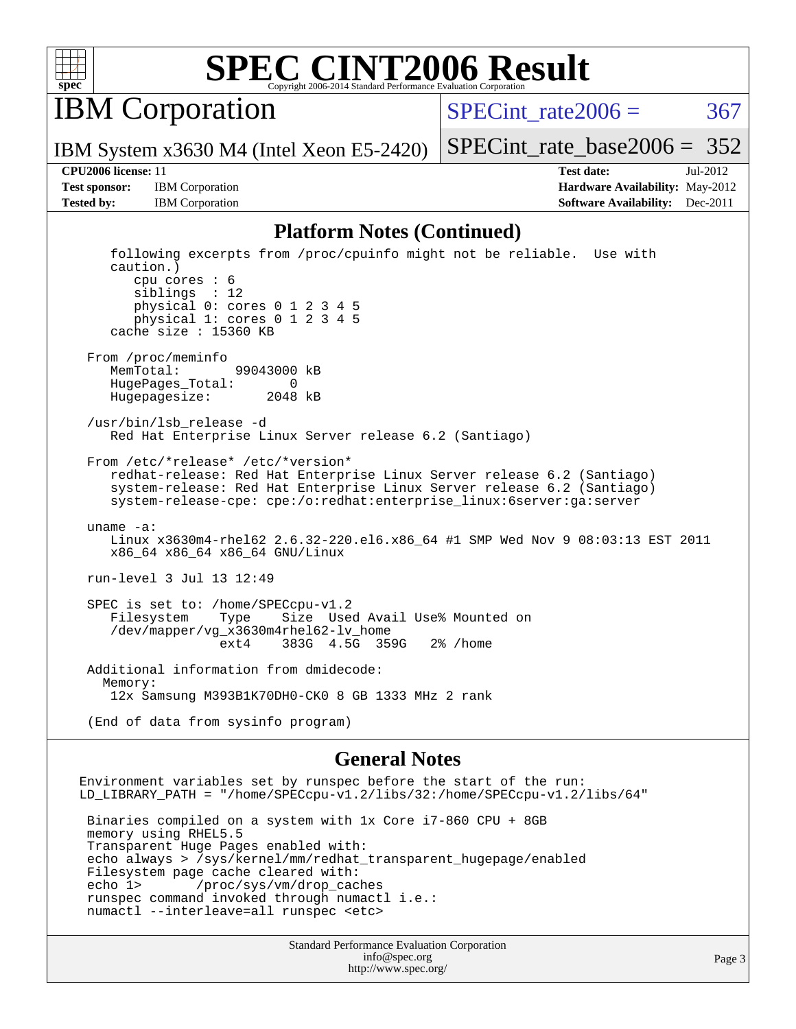# SPEC CINT2006 Result

## IBM Corporation

SPECint_rate2006 = 367

IBM System x3630 M4 (Intel Xeon E5-2420)

SPECint_rate_base2006 = 352

**CPU2006 license:** 11
**Test sponsor:** IBM Corporation
**Tested by:** IBM Corporation

**Test date:** Jul-2012
**Hardware Availability:** May-2012
**Software Availability:** Dec-2011

### Platform Notes (Continued)

```
    following excerpts from /proc/cpuinfo might not be reliable.  Use with
    caution.)
       cpu cores : 6
       siblings  : 12
       physical 0: cores 0 1 2 3 4 5
       physical 1: cores 0 1 2 3 4 5
    cache size : 15360 KB

 From /proc/meminfo
    MemTotal:       99043000 kB
    HugePages_Total:       0
    Hugepagesize:       2048 kB

 /usr/bin/lsb_release -d
    Red Hat Enterprise Linux Server release 6.2 (Santiago)

 From /etc/*release* /etc/*version*
    redhat-release: Red Hat Enterprise Linux Server release 6.2 (Santiago)
    system-release: Red Hat Enterprise Linux Server release 6.2 (Santiago)
    system-release-cpe: cpe:/o:redhat:enterprise_linux:6server:ga:server

 uname -a:
    Linux x3630m4-rhel62 2.6.32-220.el6.x86_64 #1 SMP Wed Nov 9 08:03:13 EST 2011
    x86_64 x86_64 x86_64 GNU/Linux

 run-level 3 Jul 13 12:49

 SPEC is set to: /home/SPECcpu-v1.2
    Filesystem    Type    Size  Used Avail Use% Mounted on
    /dev/mapper/vg_x3630m4rhel62-lv_home
                  ext4    383G  4.5G  359G   2% /home

 Additional information from dmidecode:
   Memory:
    12x Samsung M393B1K70DH0-CK0 8 GB 1333 MHz 2 rank

 (End of data from sysinfo program)
```

### General Notes

```
Environment variables set by runspec before the start of the run:
LD_LIBRARY_PATH = "/home/SPECcpu-v1.2/libs/32:/home/SPECcpu-v1.2/libs/64"

 Binaries compiled on a system with 1x Core i7-860 CPU + 8GB
 memory using RHEL5.5
 Transparent Huge Pages enabled with:
 echo always > /sys/kernel/mm/redhat_transparent_hugepage/enabled
 Filesystem page cache cleared with:
 echo 1>       /proc/sys/vm/drop_caches
 runspec command invoked through numactl i.e.:
 numactl --interleave=all runspec <etc>
```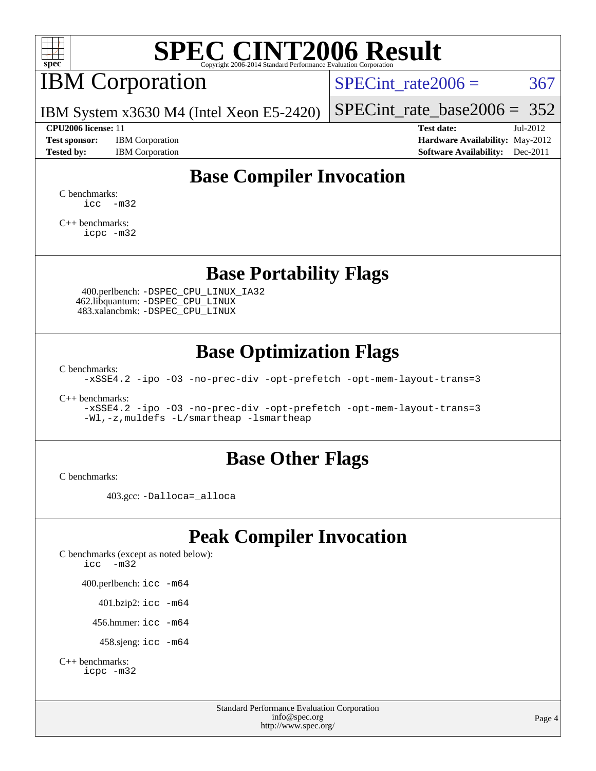# SPEC CINT2006 Result

## IBM Corporation

IBM System x3630 M4 (Intel Xeon E5-2420)

SPECint_rate2006 = 367

SPECint_rate_base2006 = 352

**CPU2006 license:** 11
**Test sponsor:** IBM Corporation
**Tested by:** IBM Corporation

**Test date:** Jul-2012
**Hardware Availability:** May-2012
**Software Availability:** Dec-2011

## Base Compiler Invocation

C benchmarks:
```
icc  -m32
```

C++ benchmarks:
```
icpc -m32
```

## Base Portability Flags

400.perlbench: `-DSPEC_CPU_LINUX_IA32`
462.libquantum: `-DSPEC_CPU_LINUX`
483.xalancbmk: `-DSPEC_CPU_LINUX`

## Base Optimization Flags

C benchmarks:
```
-xSSE4.2 -ipo -O3 -no-prec-div -opt-prefetch -opt-mem-layout-trans=3
```

C++ benchmarks:
```
-xSSE4.2 -ipo -O3 -no-prec-div -opt-prefetch -opt-mem-layout-trans=3
-Wl,-z,muldefs -L/smartheap -lsmartheap
```

## Base Other Flags

C benchmarks:

403.gcc: `-Dalloca=_alloca`

## Peak Compiler Invocation

C benchmarks (except as noted below):
```
icc  -m32
```

400.perlbench: `icc -m64`

401.bzip2: `icc -m64`

456.hmmer: `icc -m64`

458.sjeng: `icc -m64`

C++ benchmarks:
```
icpc -m32
```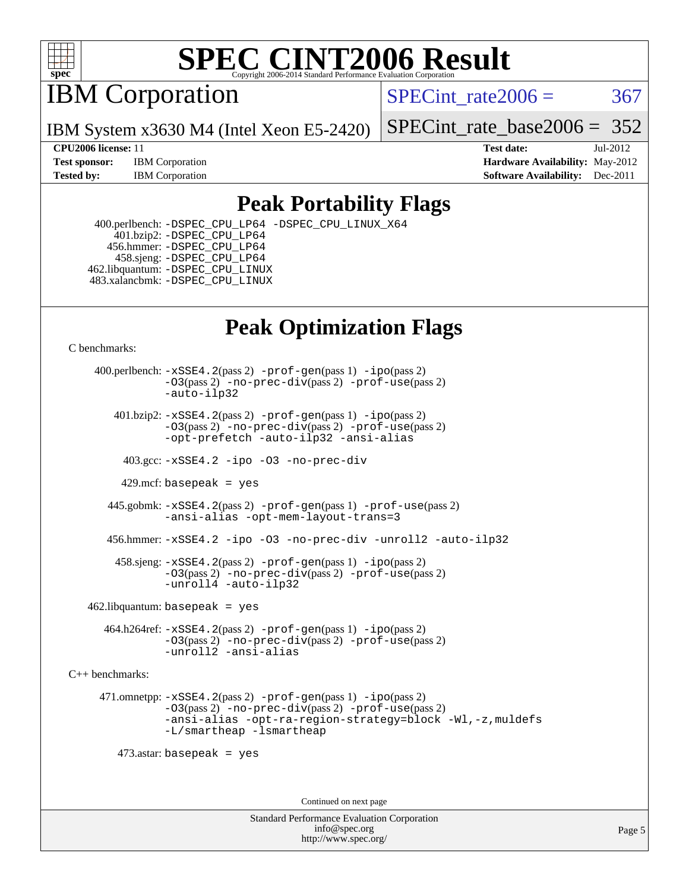# SPEC CINT2006 Result

Copyright 2006-2014 Standard Performance Evaluation Corporation

## IBM Corporation

IBM System x3630 M4 (Intel Xeon E5-2420)

SPECint_rate2006 = 367

SPECint_rate_base2006 = 352

| | | | |
|---|---|---|---|
| **CPU2006 license:** 11 | | **Test date:** | Jul-2012 |
| **Test sponsor:** | IBM Corporation | **Hardware Availability:** | May-2012 |
| **Tested by:** | IBM Corporation | **Software Availability:** | Dec-2011 |

## Peak Portability Flags

400.perlbench: -DSPEC_CPU_LP64 -DSPEC_CPU_LINUX_X64
401.bzip2: -DSPEC_CPU_LP64
456.hmmer: -DSPEC_CPU_LP64
458.sjeng: -DSPEC_CPU_LP64
462.libquantum: -DSPEC_CPU_LINUX
483.xalancbmk: -DSPEC_CPU_LINUX

## Peak Optimization Flags

C benchmarks:

400.perlbench: -xSSE4.2(pass 2) -prof-gen(pass 1) -ipo(pass 2) -O3(pass 2) -no-prec-div(pass 2) -prof-use(pass 2) -auto-ilp32

401.bzip2: -xSSE4.2(pass 2) -prof-gen(pass 1) -ipo(pass 2) -O3(pass 2) -no-prec-div(pass 2) -prof-use(pass 2) -opt-prefetch -auto-ilp32 -ansi-alias

403.gcc: -xSSE4.2 -ipo -O3 -no-prec-div

429.mcf: basepeak = yes

445.gobmk: -xSSE4.2(pass 2) -prof-gen(pass 1) -prof-use(pass 2) -ansi-alias -opt-mem-layout-trans=3

456.hmmer: -xSSE4.2 -ipo -O3 -no-prec-div -unroll2 -auto-ilp32

458.sjeng: -xSSE4.2(pass 2) -prof-gen(pass 1) -ipo(pass 2) -O3(pass 2) -no-prec-div(pass 2) -prof-use(pass 2) -unroll4 -auto-ilp32

462.libquantum: basepeak = yes

464.h264ref: -xSSE4.2(pass 2) -prof-gen(pass 1) -ipo(pass 2) -O3(pass 2) -no-prec-div(pass 2) -prof-use(pass 2) -unroll2 -ansi-alias

C++ benchmarks:

471.omnetpp: -xSSE4.2(pass 2) -prof-gen(pass 1) -ipo(pass 2) -O3(pass 2) -no-prec-div(pass 2) -prof-use(pass 2) -ansi-alias -opt-ra-region-strategy=block -Wl,-z,muldefs -L/smartheap -lsmartheap

473.astar: basepeak = yes

Continued on next page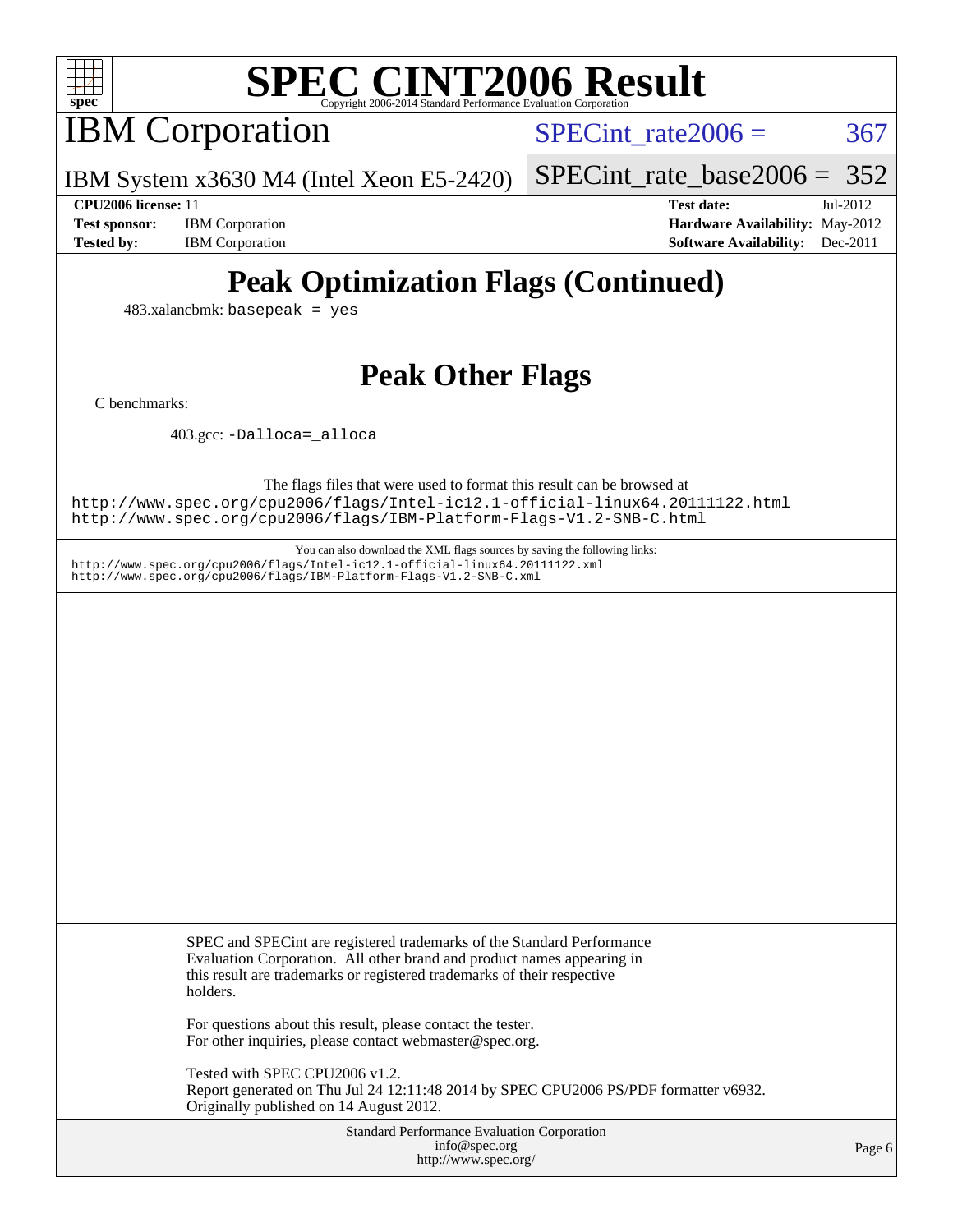# Peak Optimization Flags (Continued)

483.xalancbmk: `basepeak = yes`

# Peak Other Flags

C benchmarks:

403.gcc: `-Dalloca=_alloca`

The flags files that were used to format this result can be browsed at
http://www.spec.org/cpu2006/flags/Intel-ic12.1-official-linux64.20111122.html
http://www.spec.org/cpu2006/flags/IBM-Platform-Flags-V1.2-SNB-C.html

You can also download the XML flags sources by saving the following links:
http://www.spec.org/cpu2006/flags/Intel-ic12.1-official-linux64.20111122.xml
http://www.spec.org/cpu2006/flags/IBM-Platform-Flags-V1.2-SNB-C.xml

SPEC and SPECint are registered trademarks of the Standard Performance Evaluation Corporation. All other brand and product names appearing in this result are trademarks or registered trademarks of their respective holders.

For questions about this result, please contact the tester.
For other inquiries, please contact webmaster@spec.org.

Tested with SPEC CPU2006 v1.2.
Report generated on Thu Jul 24 12:11:48 2014 by SPEC CPU2006 PS/PDF formatter v6932.
Originally published on 14 August 2012.